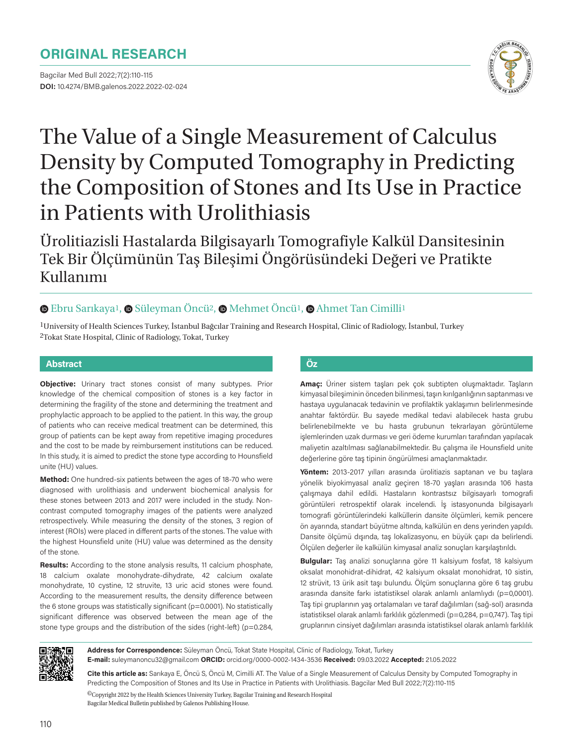# ORIGINAL RESEARCH

DOI: 10.4274/BMB.galenos.2022.2022-02-024

# The Value of a Single Measurement of Calculus Density by Computed Tomography in Predicting the Composition of Stones and Its Use in Practice in Patients with Urolithiasis

## Ürolitiazisli Hastalarda Bilgisayarlı Tomografiyle Kalkül Dansitesinin Tek Bir Ölçümünün Taş Bileşimi Öngörüsündeki Değeri ve Pratikte Kullanımı

Ebru Sarıkaya[1], Süleyman Öncü[2], Mehmet Öncü[1], Ahmet Tan Cimilli[1]

[1]University of Health Sciences Turkey, İstanbul Bağcılar Training and Research Hospital, Clinic of Radiology, İstanbul, Turkey
[2]Tokat State Hospital, Clinic of Radiology, Tokat, Turkey

### Abstract

**Objective:** Urinary tract stones consist of many subtypes. Prior knowledge of the chemical composition of stones is a key factor in determining the fragility of the stone and determining the treatment and prophylactic approach to be applied to the patient. In this way, the group of patients who can receive medical treatment can be determined, this group of patients can be kept away from repetitive imaging procedures and the cost to be made by reimbursement institutions can be reduced. In this study, it is aimed to predict the stone type according to Hounsfield unite (HU) values.

**Method:** One hundred-six patients between the ages of 18-70 who were diagnosed with urolithiasis and underwent biochemical analysis for these stones between 2013 and 2017 were included in the study. Non-contrast computed tomography images of the patients were analyzed retrospectively. While measuring the density of the stones, 3 region of interest (ROIs) were placed in different parts of the stones. The value with the highest Hounsfield unite (HU) value was determined as the density of the stone.

**Results:** According to the stone analysis results, 11 calcium phosphate, 18 calcium oxalate monohydrate-dihydrate, 42 calcium oxalate monohydrate, 10 cystine, 12 struvite, 13 uric acid stones were found. According to the measurement results, the density difference between the 6 stone groups was statistically significant (p=0.0001). No statistically significant difference was observed between the mean age of the stone type groups and the distribution of the sides (right-left) (p=0.284,

### Öz

**Amaç:** Üriner sistem taşları pek çok subtipten oluşmaktadır. Taşların kimyasal bileşiminin önceden bilinmesi, taşın kırılganlığının saptanması ve hastaya uygulanacak tedavinin ve profilaktik yaklaşımın belirlenmesinde anahtar faktördür. Bu sayede medikal tedavi alabilecek hasta grubu belirlenebilmekte ve bu hasta grubunun tekrarlayan görüntüleme işlemlerinden uzak durması ve geri ödeme kurumları tarafından yapılacak maliyetin azaltılması sağlanabilmektedir. Bu çalışma ile Hounsfield unite değerlerine göre taş tipinin öngürülmesi amaçlanmaktadır.

**Yöntem:** 2013-2017 yılları arasında ürolitiazis saptanan ve bu taşlara yönelik biyokimyasal analiz geçiren 18-70 yaşları arasında 106 hasta çalışmaya dahil edildi. Hastaların kontrastsız bilgisayarlı tomografi görüntüleri retrospektif olarak incelendi. İş istasyonunda bilgisayarlı tomografi görüntülerindeki kalküllerin dansite ölçümleri, kemik pencere ön ayarında, standart büyütme altında, kalkülün en dens yerinden yapıldı. Dansite ölçümü dışında, taş lokalizasyonu, en büyük çapı da belirlendi. Ölçülen değerler ile kalkülün kimyasal analiz sonuçları karşılaştırıldı.

**Bulgular:** Taş analizi sonuçlarına göre 11 kalsiyum fosfat, 18 kalsiyum oksalat monohidrat-dihidrat, 42 kalsiyum oksalat monohidrat, 10 sistin, 12 strüvit, 13 ürik asit taşı bulundu. Ölçüm sonuçlarına göre 6 taş grubu arasında dansite farkı istatistiksel olarak anlamlı anlamlıydı (p=0,0001). Taş tipi gruplarının yaş ortalamaları ve taraf dağılımları (sağ-sol) arasında istatistiksel olarak anlamlı farklılık gözlenmedi (p=0,284, p=0,747). Taş tipi gruplarının cinsiyet dağılımları arasında istatistiksel olarak anlamlı farklılık

**Address for Correspondence:** Süleyman Öncü, Tokat State Hospital, Clinic of Radiology, Tokat, Turkey
**E-mail:** suleymanoncu32@gmail.com **ORCID:** orcid.org/0000-0002-1434-3536 **Received:** 09.03.2022 **Accepted:** 21.05.2022

**Cite this article as:** Sarıkaya E, Öncü S, Öncü M, Cimilli AT. The Value of a Single Measurement of Calculus Density by Computed Tomography in Predicting the Composition of Stones and Its Use in Practice in Patients with Urolithiasis. Bagcilar Med Bull 2022;7(2):110-115

©Copyright 2022 by the Health Sciences University Turkey, Bagcilar Training and Research Hospital
Bagcilar Medical Bulletin published by Galenos Publishing House.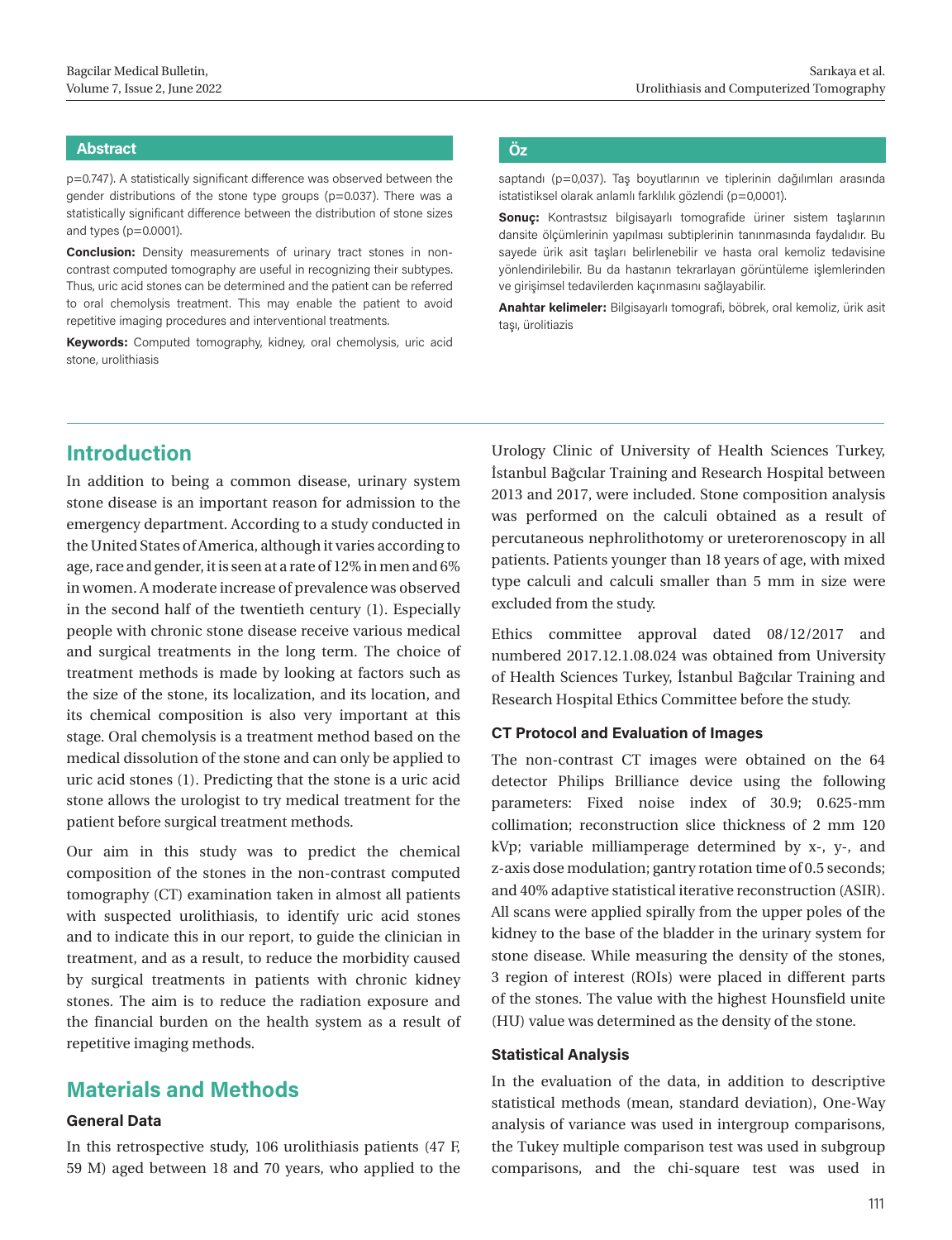## Abstract

p=0.747). A statistically significant difference was observed between the gender distributions of the stone type groups (p=0.037). There was a statistically significant difference between the distribution of stone sizes and types (p=0.0001).

**Conclusion:** Density measurements of urinary tract stones in non-contrast computed tomography are useful in recognizing their subtypes. Thus, uric acid stones can be determined and the patient can be referred to oral chemolysis treatment. This may enable the patient to avoid repetitive imaging procedures and interventional treatments.

**Keywords:** Computed tomography, kidney, oral chemolysis, uric acid stone, urolithiasis

## Öz

saptandı (p=0,037). Taş boyutlarının ve tiplerinin dağılımları arasında istatistiksel olarak anlamlı farklılık gözlendi (p=0,0001).

**Sonuç:** Kontrastsız bilgisayarlı tomografide üriner sistem taşlarının dansite ölçümlerinin yapılması subtiplerinin tanınmasında faydalıdır. Bu sayede ürik asit taşları belirlenebilir ve hasta oral kemoliz tedavisine yönlendirilebilir. Bu da hastanın tekrarlayan görüntüleme işlemlerinden ve girişimsel tedavilerden kaçınmasını sağlayabilir.

**Anahtar kelimeler:** Bilgisayarlı tomografi, böbrek, oral kemoliz, ürik asit taşı, ürolitiazis

## Introduction

In addition to being a common disease, urinary system stone disease is an important reason for admission to the emergency department. According to a study conducted in the United States of America, although it varies according to age, race and gender, it is seen at a rate of 12% in men and 6% in women. A moderate increase of prevalence was observed in the second half of the twentieth century (1). Especially people with chronic stone disease receive various medical and surgical treatments in the long term. The choice of treatment methods is made by looking at factors such as the size of the stone, its localization, and its location, and its chemical composition is also very important at this stage. Oral chemolysis is a treatment method based on the medical dissolution of the stone and can only be applied to uric acid stones (1). Predicting that the stone is a uric acid stone allows the urologist to try medical treatment for the patient before surgical treatment methods.

Our aim in this study was to predict the chemical composition of the stones in the non-contrast computed tomography (CT) examination taken in almost all patients with suspected urolithiasis, to identify uric acid stones and to indicate this in our report, to guide the clinician in treatment, and as a result, to reduce the morbidity caused by surgical treatments in patients with chronic kidney stones. The aim is to reduce the radiation exposure and the financial burden on the health system as a result of repetitive imaging methods.

## Materials and Methods

### General Data

In this retrospective study, 106 urolithiasis patients (47 F, 59 M) aged between 18 and 70 years, who applied to the Urology Clinic of University of Health Sciences Turkey, İstanbul Bağcılar Training and Research Hospital between 2013 and 2017, were included. Stone composition analysis was performed on the calculi obtained as a result of percutaneous nephrolithotomy or ureterorenoscopy in all patients. Patients younger than 18 years of age, with mixed type calculi and calculi smaller than 5 mm in size were excluded from the study.

Ethics committee approval dated 08/12/2017 and numbered 2017.12.1.08.024 was obtained from University of Health Sciences Turkey, İstanbul Bağcılar Training and Research Hospital Ethics Committee before the study.

### CT Protocol and Evaluation of Images

The non-contrast CT images were obtained on the 64 detector Philips Brilliance device using the following parameters: Fixed noise index of 30.9; 0.625-mm collimation; reconstruction slice thickness of 2 mm 120 kVp; variable milliamperage determined by x-, y-, and z-axis dose modulation; gantry rotation time of 0.5 seconds; and 40% adaptive statistical iterative reconstruction (ASIR). All scans were applied spirally from the upper poles of the kidney to the base of the bladder in the urinary system for stone disease. While measuring the density of the stones, 3 region of interest (ROIs) were placed in different parts of the stones. The value with the highest Hounsfield unite (HU) value was determined as the density of the stone.

### Statistical Analysis

In the evaluation of the data, in addition to descriptive statistical methods (mean, standard deviation), One-Way analysis of variance was used in intergroup comparisons, the Tukey multiple comparison test was used in subgroup comparisons, and the chi-square test was used in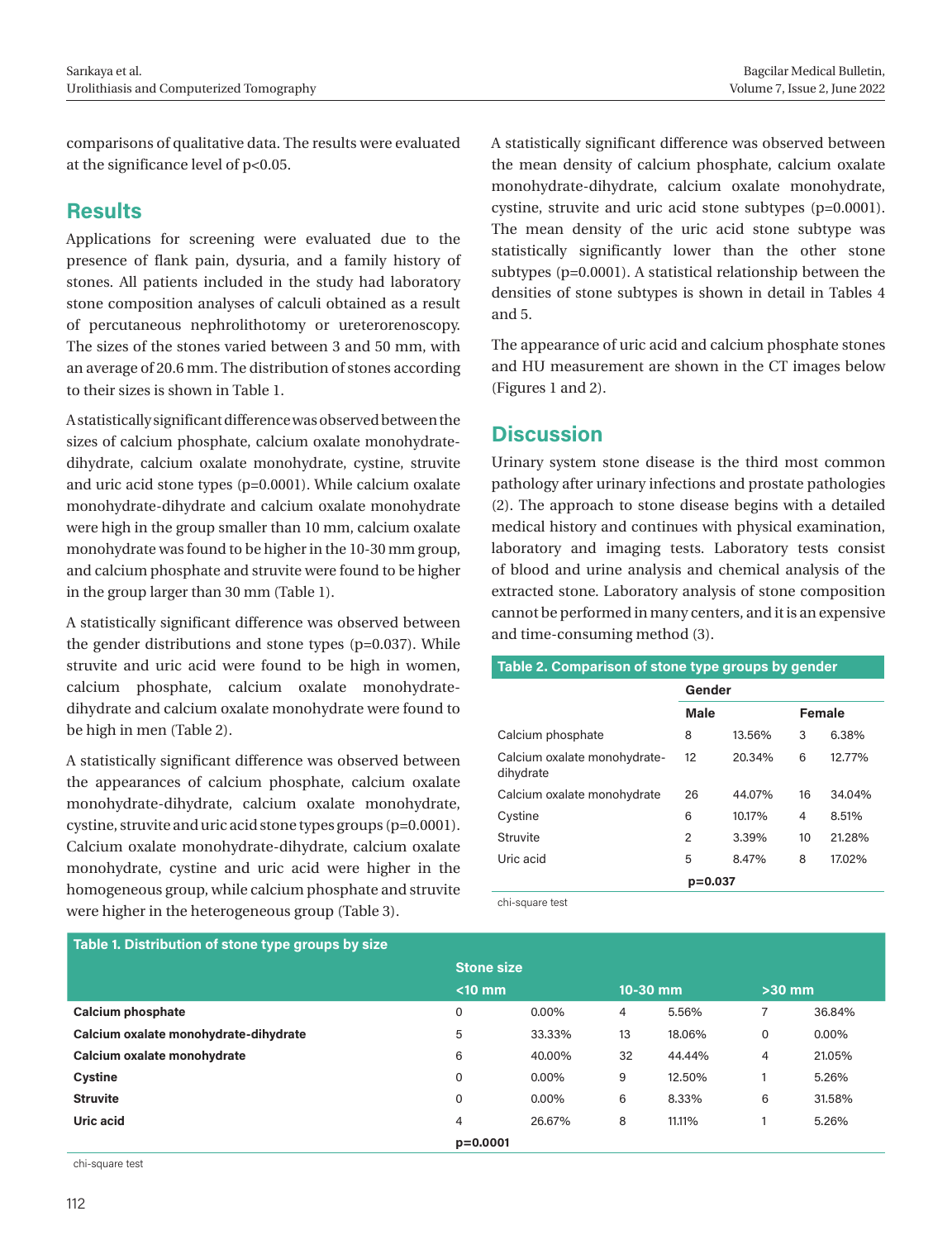comparisons of qualitative data. The results were evaluated at the significance level of p<0.05.

## Results

Applications for screening were evaluated due to the presence of flank pain, dysuria, and a family history of stones. All patients included in the study had laboratory stone composition analyses of calculi obtained as a result of percutaneous nephrolithotomy or ureterorenoscopy. The sizes of the stones varied between 3 and 50 mm, with an average of 20.6 mm. The distribution of stones according to their sizes is shown in Table 1.

A statistically significant difference was observed between the sizes of calcium phosphate, calcium oxalate monohydrate-dihydrate, calcium oxalate monohydrate, cystine, struvite and uric acid stone types (p=0.0001). While calcium oxalate monohydrate-dihydrate and calcium oxalate monohydrate were high in the group smaller than 10 mm, calcium oxalate monohydrate was found to be higher in the 10-30 mm group, and calcium phosphate and struvite were found to be higher in the group larger than 30 mm (Table 1).

A statistically significant difference was observed between the gender distributions and stone types (p=0.037). While struvite and uric acid were found to be high in women, calcium phosphate, calcium oxalate monohydrate-dihydrate and calcium oxalate monohydrate were found to be high in men (Table 2).

A statistically significant difference was observed between the appearances of calcium phosphate, calcium oxalate monohydrate-dihydrate, calcium oxalate monohydrate, cystine, struvite and uric acid stone types groups (p=0.0001). Calcium oxalate monohydrate-dihydrate, calcium oxalate monohydrate, cystine and uric acid were higher in the homogeneous group, while calcium phosphate and struvite were higher in the heterogeneous group (Table 3).

A statistically significant difference was observed between the mean density of calcium phosphate, calcium oxalate monohydrate-dihydrate, calcium oxalate monohydrate, cystine, struvite and uric acid stone subtypes (p=0.0001). The mean density of the uric acid stone subtype was statistically significantly lower than the other stone subtypes (p=0.0001). A statistical relationship between the densities of stone subtypes is shown in detail in Tables 4 and 5.

The appearance of uric acid and calcium phosphate stones and HU measurement are shown in the CT images below (Figures 1 and 2).

## Discussion

Urinary system stone disease is the third most common pathology after urinary infections and prostate pathologies (2). The approach to stone disease begins with a detailed medical history and continues with physical examination, laboratory and imaging tests. Laboratory tests consist of blood and urine analysis and chemical analysis of the extracted stone. Laboratory analysis of stone composition cannot be performed in many centers, and it is an expensive and time-consuming method (3).

**Table 2. Comparison of stone type groups by gender**

| | Gender | | | |
|---|---|---|---|---|
| | Male | | Female | |
| Calcium phosphate | 8 | 13.56% | 3 | 6.38% |
| Calcium oxalate monohydrate-dihydrate | 12 | 20.34% | 6 | 12.77% |
| Calcium oxalate monohydrate | 26 | 44.07% | 16 | 34.04% |
| Cystine | 6 | 10.17% | 4 | 8.51% |
| Struvite | 2 | 3.39% | 10 | 21.28% |
| Uric acid | 5 | 8.47% | 8 | 17.02% |
| | p=0.037 | | | |

chi-square test

**Table 1. Distribution of stone type groups by size**

| | Stone size | | | | | |
|---|---|---|---|---|---|---|
| | <10 mm | | 10-30 mm | | >30 mm | |
| **Calcium phosphate** | 0 | 0.00% | 4 | 5.56% | 7 | 36.84% |
| **Calcium oxalate monohydrate-dihydrate** | 5 | 33.33% | 13 | 18.06% | 0 | 0.00% |
| **Calcium oxalate monohydrate** | 6 | 40.00% | 32 | 44.44% | 4 | 21.05% |
| **Cystine** | 0 | 0.00% | 9 | 12.50% | 1 | 5.26% |
| **Struvite** | 0 | 0.00% | 6 | 8.33% | 6 | 31.58% |
| **Uric acid** | 4 | 26.67% | 8 | 11.11% | 1 | 5.26% |
| | p=0.0001 | | | | | |

chi-square test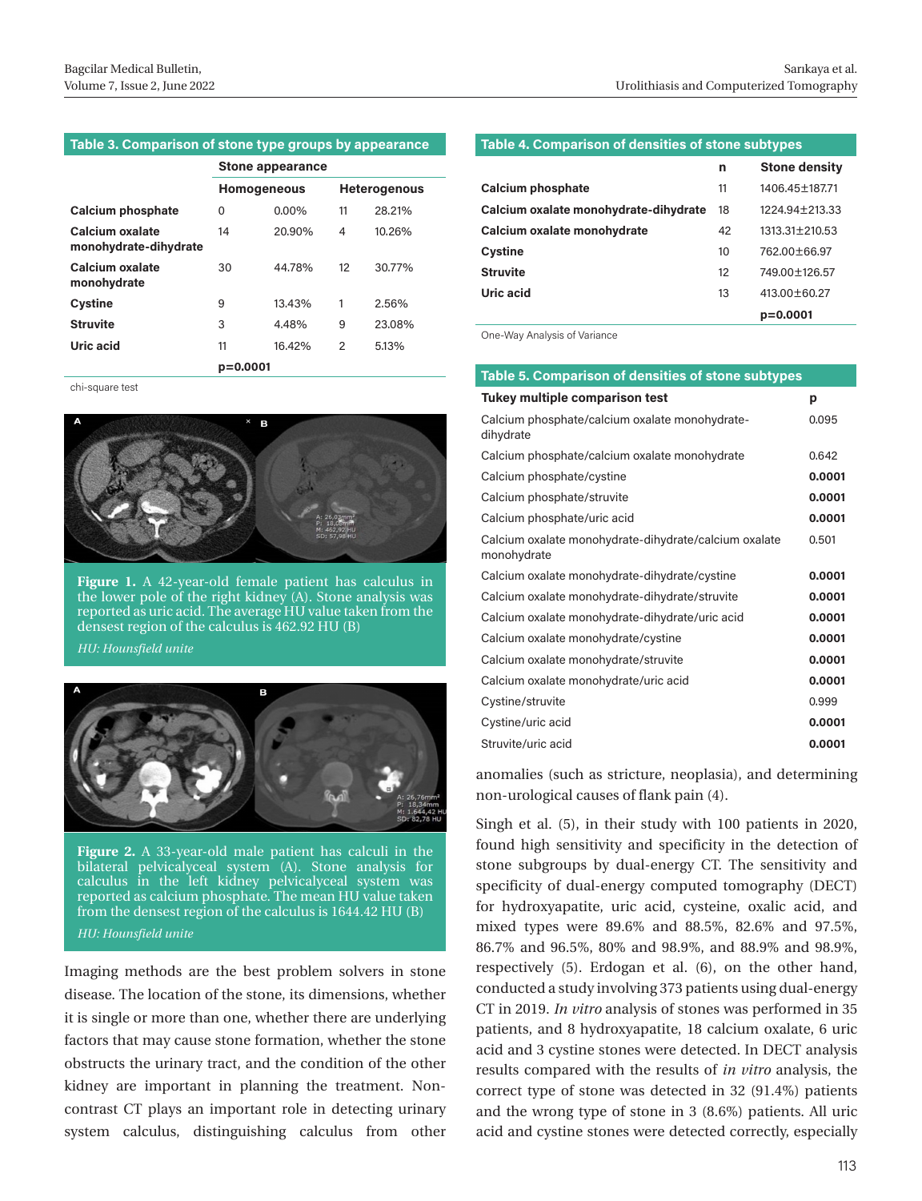**Table 3. Comparison of stone type groups by appearance**

| | Stone appearance | | | |
|---|---|---|---|---|
| | Homogeneous | | Heterogenous | |
| **Calcium phosphate** | 0 | 0.00% | 11 | 28.21% |
| **Calcium oxalate monohydrate-dihydrate** | 14 | 20.90% | 4 | 10.26% |
| **Calcium oxalate monohydrate** | 30 | 44.78% | 12 | 30.77% |
| **Cystine** | 9 | 13.43% | 1 | 2.56% |
| **Struvite** | 3 | 4.48% | 9 | 23.08% |
| **Uric acid** | 11 | 16.42% | 2 | 5.13% |
| | **p=0.0001** | | | |

chi-square test

**Figure 1.** A 42-year-old female patient has calculus in the lower pole of the right kidney (A). Stone analysis was reported as uric acid. The average HU value taken from the densest region of the calculus is 462.92 HU (B)

*HU: Hounsfield unite*

**Figure 2.** A 33-year-old male patient has calculi in the bilateral pelvicalyceal system (A). Stone analysis for calculus in the left kidney pelvicalyceal system was reported as calcium phosphate. The mean HU value taken from the densest region of the calculus is 1644.42 HU (B)

*HU: Hounsfield unite*

Imaging methods are the best problem solvers in stone disease. The location of the stone, its dimensions, whether it is single or more than one, whether there are underlying factors that may cause stone formation, whether the stone obstructs the urinary tract, and the condition of the other kidney are important in planning the treatment. Non-contrast CT plays an important role in detecting urinary system calculus, distinguishing calculus from other anomalies (such as stricture, neoplasia), and determining non-urological causes of flank pain (4).

**Table 4. Comparison of densities of stone subtypes**

| | n | Stone density |
|---|---|---|
| **Calcium phosphate** | 11 | 1406.45±187.71 |
| **Calcium oxalate monohydrate-dihydrate** | 18 | 1224.94±213.33 |
| **Calcium oxalate monohydrate** | 42 | 1313.31±210.53 |
| **Cystine** | 10 | 762.00±66.97 |
| **Struvite** | 12 | 749.00±126.57 |
| **Uric acid** | 13 | 413.00±60.27 |
| | | **p=0.0001** |

One-Way Analysis of Variance

**Table 5. Comparison of densities of stone subtypes**

| Tukey multiple comparison test | p |
|---|---|
| Calcium phosphate/calcium oxalate monohydrate-dihydrate | 0.095 |
| Calcium phosphate/calcium oxalate monohydrate | 0.642 |
| Calcium phosphate/cystine | **0.0001** |
| Calcium phosphate/struvite | **0.0001** |
| Calcium phosphate/uric acid | **0.0001** |
| Calcium oxalate monohydrate-dihydrate/calcium oxalate monohydrate | 0.501 |
| Calcium oxalate monohydrate-dihydrate/cystine | **0.0001** |
| Calcium oxalate monohydrate-dihydrate/struvite | **0.0001** |
| Calcium oxalate monohydrate-dihydrate/uric acid | **0.0001** |
| Calcium oxalate monohydrate/cystine | **0.0001** |
| Calcium oxalate monohydrate/struvite | **0.0001** |
| Calcium oxalate monohydrate/uric acid | **0.0001** |
| Cystine/struvite | 0.999 |
| Cystine/uric acid | **0.0001** |
| Struvite/uric acid | **0.0001** |

Singh et al. (5), in their study with 100 patients in 2020, found high sensitivity and specificity in the detection of stone subgroups by dual-energy CT. The sensitivity and specificity of dual-energy computed tomography (DECT) for hydroxyapatite, uric acid, cysteine, oxalic acid, and mixed types were 89.6% and 88.5%, 82.6% and 97.5%, 86.7% and 96.5%, 80% and 98.9%, and 88.9% and 98.9%, respectively (5). Erdogan et al. (6), on the other hand, conducted a study involving 373 patients using dual-energy CT in 2019. *In vitro* analysis of stones was performed in 35 patients, and 8 hydroxyapatite, 18 calcium oxalate, 6 uric acid and 3 cystine stones were detected. In DECT analysis results compared with the results of *in vitro* analysis, the correct type of stone was detected in 32 (91.4%) patients and the wrong type of stone in 3 (8.6%) patients. All uric acid and cystine stones were detected correctly, especially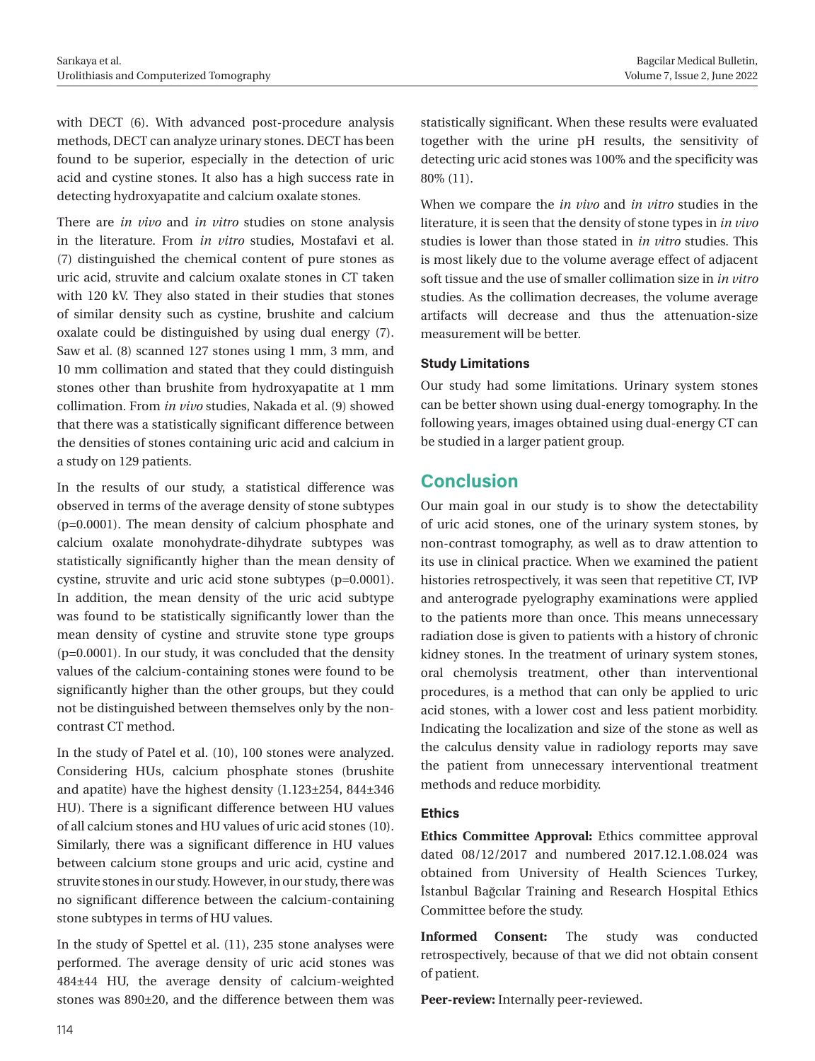with DECT (6). With advanced post-procedure analysis methods, DECT can analyze urinary stones. DECT has been found to be superior, especially in the detection of uric acid and cystine stones. It also has a high success rate in detecting hydroxyapatite and calcium oxalate stones.

There are *in vivo* and *in vitro* studies on stone analysis in the literature. From *in vitro* studies, Mostafavi et al. (7) distinguished the chemical content of pure stones as uric acid, struvite and calcium oxalate stones in CT taken with 120 kV. They also stated in their studies that stones of similar density such as cystine, brushite and calcium oxalate could be distinguished by using dual energy (7). Saw et al. (8) scanned 127 stones using 1 mm, 3 mm, and 10 mm collimation and stated that they could distinguish stones other than brushite from hydroxyapatite at 1 mm collimation. From *in vivo* studies, Nakada et al. (9) showed that there was a statistically significant difference between the densities of stones containing uric acid and calcium in a study on 129 patients.

In the results of our study, a statistical difference was observed in terms of the average density of stone subtypes (p=0.0001). The mean density of calcium phosphate and calcium oxalate monohydrate-dihydrate subtypes was statistically significantly higher than the mean density of cystine, struvite and uric acid stone subtypes (p=0.0001). In addition, the mean density of the uric acid subtype was found to be statistically significantly lower than the mean density of cystine and struvite stone type groups (p=0.0001). In our study, it was concluded that the density values of the calcium-containing stones were found to be significantly higher than the other groups, but they could not be distinguished between themselves only by the non-contrast CT method.

In the study of Patel et al. (10), 100 stones were analyzed. Considering HUs, calcium phosphate stones (brushite and apatite) have the highest density (1.123±254, 844±346 HU). There is a significant difference between HU values of all calcium stones and HU values of uric acid stones (10). Similarly, there was a significant difference in HU values between calcium stone groups and uric acid, cystine and struvite stones in our study. However, in our study, there was no significant difference between the calcium-containing stone subtypes in terms of HU values.

In the study of Spettel et al. (11), 235 stone analyses were performed. The average density of uric acid stones was 484±44 HU, the average density of calcium-weighted stones was 890±20, and the difference between them was statistically significant. When these results were evaluated together with the urine pH results, the sensitivity of detecting uric acid stones was 100% and the specificity was 80% (11).

When we compare the *in vivo* and *in vitro* studies in the literature, it is seen that the density of stone types in *in vivo* studies is lower than those stated in *in vitro* studies. This is most likely due to the volume average effect of adjacent soft tissue and the use of smaller collimation size in *in vitro* studies. As the collimation decreases, the volume average artifacts will decrease and thus the attenuation-size measurement will be better.

### Study Limitations

Our study had some limitations. Urinary system stones can be better shown using dual-energy tomography. In the following years, images obtained using dual-energy CT can be studied in a larger patient group.

## Conclusion

Our main goal in our study is to show the detectability of uric acid stones, one of the urinary system stones, by non-contrast tomography, as well as to draw attention to its use in clinical practice. When we examined the patient histories retrospectively, it was seen that repetitive CT, IVP and anterograde pyelography examinations were applied to the patients more than once. This means unnecessary radiation dose is given to patients with a history of chronic kidney stones. In the treatment of urinary system stones, oral chemolysis treatment, other than interventional procedures, is a method that can only be applied to uric acid stones, with a lower cost and less patient morbidity. Indicating the localization and size of the stone as well as the calculus density value in radiology reports may save the patient from unnecessary interventional treatment methods and reduce morbidity.

### Ethics

**Ethics Committee Approval:** Ethics committee approval dated 08/12/2017 and numbered 2017.12.1.08.024 was obtained from University of Health Sciences Turkey, İstanbul Bağcılar Training and Research Hospital Ethics Committee before the study.

**Informed Consent:** The study was conducted retrospectively, because of that we did not obtain consent of patient.

**Peer-review:** Internally peer-reviewed.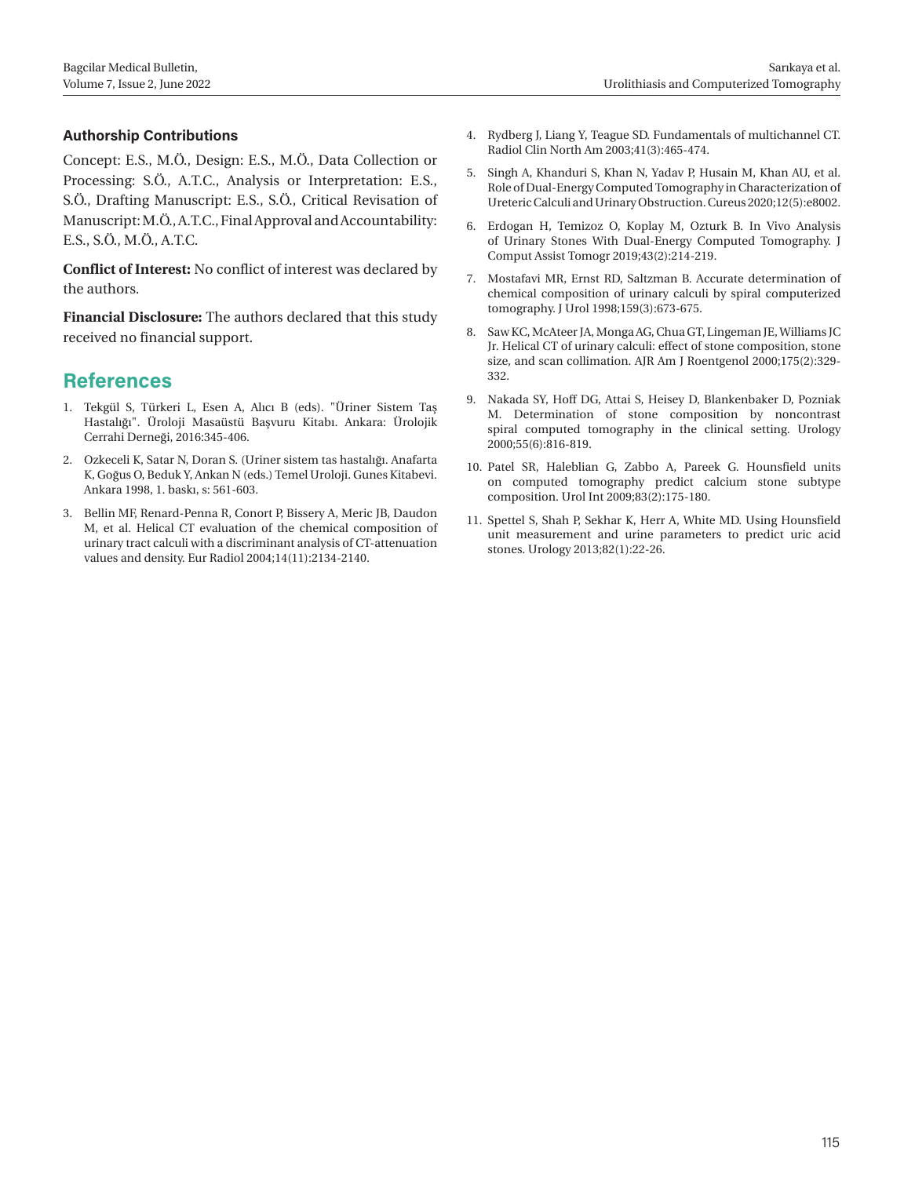### Authorship Contributions

Concept: E.S., M.Ö., Design: E.S., M.Ö., Data Collection or Processing: S.Ö., A.T.C., Analysis or Interpretation: E.S., S.Ö., Drafting Manuscript: E.S., S.Ö., Critical Revisation of Manuscript: M.Ö., A.T.C., Final Approval and Accountability: E.S., S.Ö., M.Ö., A.T.C.

**Conflict of Interest:** No conflict of interest was declared by the authors.

**Financial Disclosure:** The authors declared that this study received no financial support.

## References

1. Tekgül S, Türkeri L, Esen A, Alıcı B (eds). "Üriner Sistem Taş Hastalığı". Üroloji Masaüstü Başvuru Kitabı. Ankara: Ürolojik Cerrahi Derneği, 2016:345-406.
2. Ozkeceli K, Satar N, Doran S. (Uriner sistem tas hastalığı. Anafarta K, Goğus O, Beduk Y, Ankan N (eds.) Temel Uroloji. Gunes Kitabevi. Ankara 1998, 1. baskı, s: 561-603.
3. Bellin MF, Renard-Penna R, Conort P, Bissery A, Meric JB, Daudon M, et al. Helical CT evaluation of the chemical composition of urinary tract calculi with a discriminant analysis of CT-attenuation values and density. Eur Radiol 2004;14(11):2134-2140.
4. Rydberg J, Liang Y, Teague SD. Fundamentals of multichannel CT. Radiol Clin North Am 2003;41(3):465-474.
5. Singh A, Khanduri S, Khan N, Yadav P, Husain M, Khan AU, et al. Role of Dual-Energy Computed Tomography in Characterization of Ureteric Calculi and Urinary Obstruction. Cureus 2020;12(5):e8002.
6. Erdogan H, Temizoz O, Koplay M, Ozturk B. In Vivo Analysis of Urinary Stones With Dual-Energy Computed Tomography. J Comput Assist Tomogr 2019;43(2):214-219.
7. Mostafavi MR, Ernst RD, Saltzman B. Accurate determination of chemical composition of urinary calculi by spiral computerized tomography. J Urol 1998;159(3):673-675.
8. Saw KC, McAteer JA, Monga AG, Chua GT, Lingeman JE, Williams JC Jr. Helical CT of urinary calculi: effect of stone composition, stone size, and scan collimation. AJR Am J Roentgenol 2000;175(2):329-332.
9. Nakada SY, Hoff DG, Attai S, Heisey D, Blankenbaker D, Pozniak M. Determination of stone composition by noncontrast spiral computed tomography in the clinical setting. Urology 2000;55(6):816-819.
10. Patel SR, Haleblian G, Zabbo A, Pareek G. Hounsfield units on computed tomography predict calcium stone subtype composition. Urol Int 2009;83(2):175-180.
11. Spettel S, Shah P, Sekhar K, Herr A, White MD. Using Hounsfield unit measurement and urine parameters to predict uric acid stones. Urology 2013;82(1):22-26.